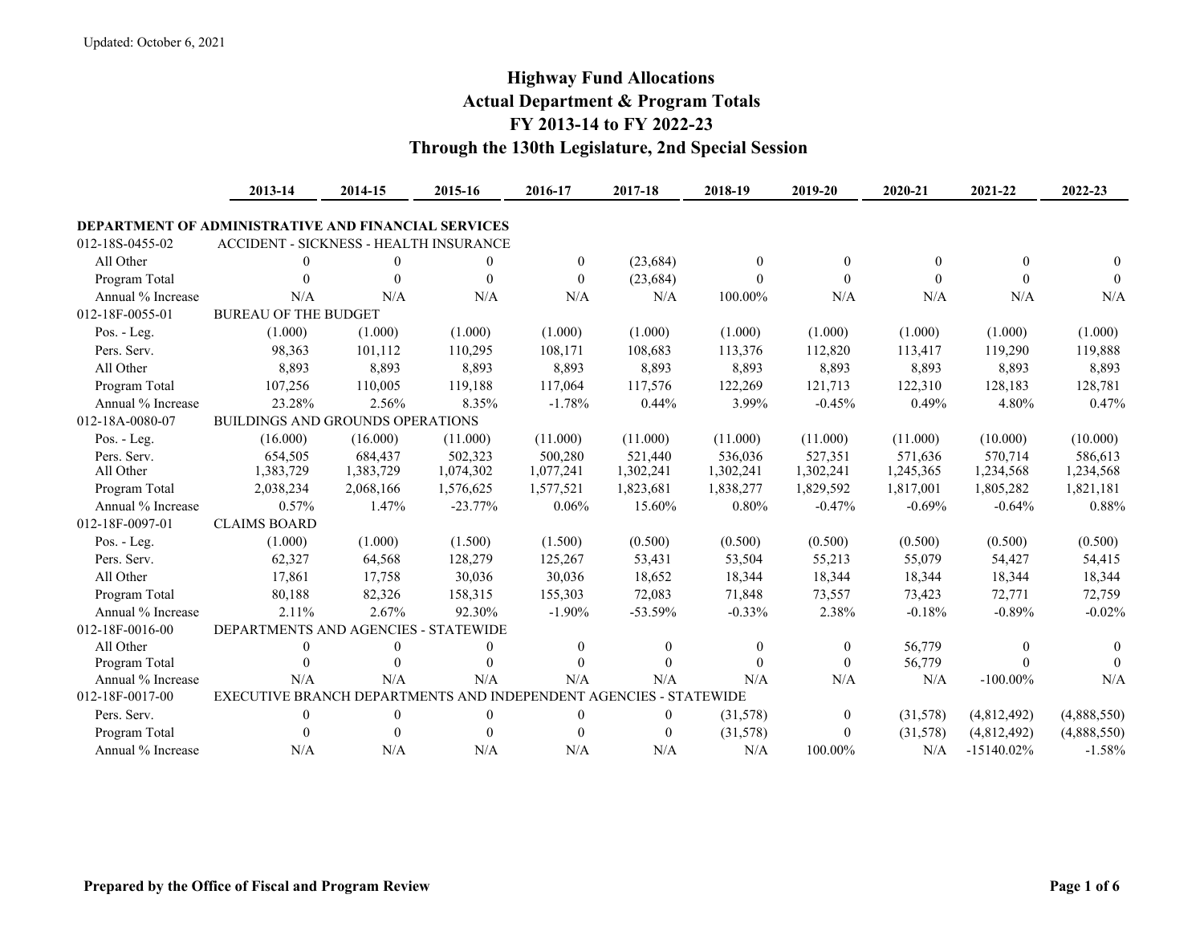Updated: October 6, 2021

# Highway Fund Allocations
## Actual Department & Program Totals
## FY 2013-14 to FY 2022-23
## Through the 130th Legislature, 2nd Special Session

| | 2013-14 | 2014-15 | 2015-16 | 2016-17 | 2017-18 | 2018-19 | 2019-20 | 2020-21 | 2021-22 | 2022-23 |
|---|---|---|---|---|---|---|---|---|---|---|
| **DEPARTMENT OF ADMINISTRATIVE AND FINANCIAL SERVICES** | | | | | | | | | | |
| 012-18S-0455-02 | ACCIDENT - SICKNESS - HEALTH INSURANCE | | | | | | | | | |
| All Other | 0 | 0 | 0 | 0 | (23,684) | 0 | 0 | 0 | 0 | 0 |
| Program Total | 0 | 0 | 0 | 0 | (23,684) | 0 | 0 | 0 | 0 | 0 |
| Annual % Increase | N/A | N/A | N/A | N/A | N/A | 100.00% | N/A | N/A | N/A | N/A |
| 012-18F-0055-01 | BUREAU OF THE BUDGET | | | | | | | | | |
| Pos. - Leg. | (1.000) | (1.000) | (1.000) | (1.000) | (1.000) | (1.000) | (1.000) | (1.000) | (1.000) | (1.000) |
| Pers. Serv. | 98,363 | 101,112 | 110,295 | 108,171 | 108,683 | 113,376 | 112,820 | 113,417 | 119,290 | 119,888 |
| All Other | 8,893 | 8,893 | 8,893 | 8,893 | 8,893 | 8,893 | 8,893 | 8,893 | 8,893 | 8,893 |
| Program Total | 107,256 | 110,005 | 119,188 | 117,064 | 117,576 | 122,269 | 121,713 | 122,310 | 128,183 | 128,781 |
| Annual % Increase | 23.28% | 2.56% | 8.35% | -1.78% | 0.44% | 3.99% | -0.45% | 0.49% | 4.80% | 0.47% |
| 012-18A-0080-07 | BUILDINGS AND GROUNDS OPERATIONS | | | | | | | | | |
| Pos. - Leg. | (16.000) | (16.000) | (11.000) | (11.000) | (11.000) | (11.000) | (11.000) | (11.000) | (10.000) | (10.000) |
| Pers. Serv. | 654,505 | 684,437 | 502,323 | 500,280 | 521,440 | 536,036 | 527,351 | 571,636 | 570,714 | 586,613 |
| All Other | 1,383,729 | 1,383,729 | 1,074,302 | 1,077,241 | 1,302,241 | 1,302,241 | 1,302,241 | 1,245,365 | 1,234,568 | 1,234,568 |
| Program Total | 2,038,234 | 2,068,166 | 1,576,625 | 1,577,521 | 1,823,681 | 1,838,277 | 1,829,592 | 1,817,001 | 1,805,282 | 1,821,181 |
| Annual % Increase | 0.57% | 1.47% | -23.77% | 0.06% | 15.60% | 0.80% | -0.47% | -0.69% | -0.64% | 0.88% |
| 012-18F-0097-01 | CLAIMS BOARD | | | | | | | | | |
| Pos. - Leg. | (1.000) | (1.000) | (1.500) | (1.500) | (0.500) | (0.500) | (0.500) | (0.500) | (0.500) | (0.500) |
| Pers. Serv. | 62,327 | 64,568 | 128,279 | 125,267 | 53,431 | 53,504 | 55,213 | 55,079 | 54,427 | 54,415 |
| All Other | 17,861 | 17,758 | 30,036 | 30,036 | 18,652 | 18,344 | 18,344 | 18,344 | 18,344 | 18,344 |
| Program Total | 80,188 | 82,326 | 158,315 | 155,303 | 72,083 | 71,848 | 73,557 | 73,423 | 72,771 | 72,759 |
| Annual % Increase | 2.11% | 2.67% | 92.30% | -1.90% | -53.59% | -0.33% | 2.38% | -0.18% | -0.89% | -0.02% |
| 012-18F-0016-00 | DEPARTMENTS AND AGENCIES - STATEWIDE | | | | | | | | | |
| All Other | 0 | 0 | 0 | 0 | 0 | 0 | 0 | 56,779 | 0 | 0 |
| Program Total | 0 | 0 | 0 | 0 | 0 | 0 | 0 | 56,779 | 0 | 0 |
| Annual % Increase | N/A | N/A | N/A | N/A | N/A | N/A | N/A | N/A | -100.00% | N/A |
| 012-18F-0017-00 | EXECUTIVE BRANCH DEPARTMENTS AND INDEPENDENT AGENCIES - STATEWIDE | | | | | | | | | |
| Pers. Serv. | 0 | 0 | 0 | 0 | 0 | (31,578) | 0 | (31,578) | (4,812,492) | (4,888,550) |
| Program Total | 0 | 0 | 0 | 0 | 0 | (31,578) | 0 | (31,578) | (4,812,492) | (4,888,550) |
| Annual % Increase | N/A | N/A | N/A | N/A | N/A | N/A | 100.00% | N/A | -15140.02% | -1.58% |

**Prepared by the Office of Fiscal and Program Review**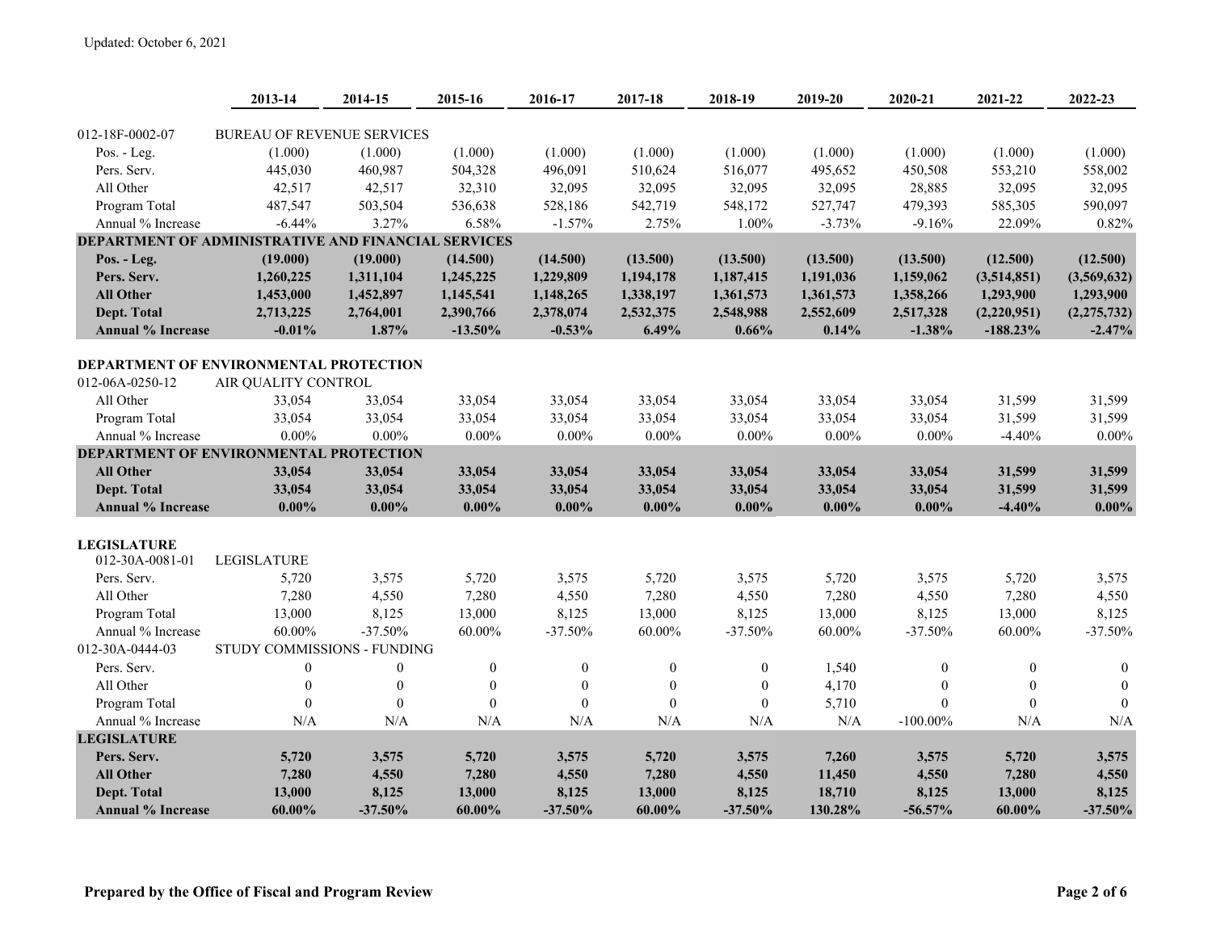Updated: October 6, 2021

| | 2013-14 | 2014-15 | 2015-16 | 2016-17 | 2017-18 | 2018-19 | 2019-20 | 2020-21 | 2021-22 | 2022-23 |
|---|---|---|---|---|---|---|---|---|---|---|
| 012-18F-0002-07 | BUREAU OF REVENUE SERVICES | | | | | | | | | |
| Pos. - Leg. | (1.000) | (1.000) | (1.000) | (1.000) | (1.000) | (1.000) | (1.000) | (1.000) | (1.000) | (1.000) |
| Pers. Serv. | 445,030 | 460,987 | 504,328 | 496,091 | 510,624 | 516,077 | 495,652 | 450,508 | 553,210 | 558,002 |
| All Other | 42,517 | 42,517 | 32,310 | 32,095 | 32,095 | 32,095 | 32,095 | 28,885 | 32,095 | 32,095 |
| Program Total | 487,547 | 503,504 | 536,638 | 528,186 | 542,719 | 548,172 | 527,747 | 479,393 | 585,305 | 590,097 |
| Annual % Increase | -6.44% | 3.27% | 6.58% | -1.57% | 2.75% | 1.00% | -3.73% | -9.16% | 22.09% | 0.82% |
| **DEPARTMENT OF ADMINISTRATIVE AND FINANCIAL SERVICES** | | | | | | | | | | |
| **Pos. - Leg.** | **(19.000)** | **(19.000)** | **(14.500)** | **(14.500)** | **(13.500)** | **(13.500)** | **(13.500)** | **(13.500)** | **(12.500)** | **(12.500)** |
| **Pers. Serv.** | **1,260,225** | **1,311,104** | **1,245,225** | **1,229,809** | **1,194,178** | **1,187,415** | **1,191,036** | **1,159,062** | **(3,514,851)** | **(3,569,632)** |
| **All Other** | **1,453,000** | **1,452,897** | **1,145,541** | **1,148,265** | **1,338,197** | **1,361,573** | **1,361,573** | **1,358,266** | **1,293,900** | **1,293,900** |
| **Dept. Total** | **2,713,225** | **2,764,001** | **2,390,766** | **2,378,074** | **2,532,375** | **2,548,988** | **2,552,609** | **2,517,328** | **(2,220,951)** | **(2,275,732)** |
| **Annual % Increase** | **-0.01%** | **1.87%** | **-13.50%** | **-0.53%** | **6.49%** | **0.66%** | **0.14%** | **-1.38%** | **-188.23%** | **-2.47%** |
| **DEPARTMENT OF ENVIRONMENTAL PROTECTION** | | | | | | | | | | |
| 012-06A-0250-12 | AIR QUALITY CONTROL | | | | | | | | | |
| All Other | 33,054 | 33,054 | 33,054 | 33,054 | 33,054 | 33,054 | 33,054 | 33,054 | 31,599 | 31,599 |
| Program Total | 33,054 | 33,054 | 33,054 | 33,054 | 33,054 | 33,054 | 33,054 | 33,054 | 31,599 | 31,599 |
| Annual % Increase | 0.00% | 0.00% | 0.00% | 0.00% | 0.00% | 0.00% | 0.00% | 0.00% | -4.40% | 0.00% |
| **DEPARTMENT OF ENVIRONMENTAL PROTECTION** | | | | | | | | | | |
| **All Other** | **33,054** | **33,054** | **33,054** | **33,054** | **33,054** | **33,054** | **33,054** | **33,054** | **31,599** | **31,599** |
| **Dept. Total** | **33,054** | **33,054** | **33,054** | **33,054** | **33,054** | **33,054** | **33,054** | **33,054** | **31,599** | **31,599** |
| **Annual % Increase** | **0.00%** | **0.00%** | **0.00%** | **0.00%** | **0.00%** | **0.00%** | **0.00%** | **0.00%** | **-4.40%** | **0.00%** |
| **LEGISLATURE** | | | | | | | | | | |
| 012-30A-0081-01 | LEGISLATURE | | | | | | | | | |
| Pers. Serv. | 5,720 | 3,575 | 5,720 | 3,575 | 5,720 | 3,575 | 5,720 | 3,575 | 5,720 | 3,575 |
| All Other | 7,280 | 4,550 | 7,280 | 4,550 | 7,280 | 4,550 | 7,280 | 4,550 | 7,280 | 4,550 |
| Program Total | 13,000 | 8,125 | 13,000 | 8,125 | 13,000 | 8,125 | 13,000 | 8,125 | 13,000 | 8,125 |
| Annual % Increase | 60.00% | -37.50% | 60.00% | -37.50% | 60.00% | -37.50% | 60.00% | -37.50% | 60.00% | -37.50% |
| 012-30A-0444-03 | STUDY COMMISSIONS - FUNDING | | | | | | | | | |
| Pers. Serv. | 0 | 0 | 0 | 0 | 0 | 0 | 1,540 | 0 | 0 | 0 |
| All Other | 0 | 0 | 0 | 0 | 0 | 0 | 4,170 | 0 | 0 | 0 |
| Program Total | 0 | 0 | 0 | 0 | 0 | 0 | 5,710 | 0 | 0 | 0 |
| Annual % Increase | N/A | N/A | N/A | N/A | N/A | N/A | N/A | -100.00% | N/A | N/A |
| **LEGISLATURE** | | | | | | | | | | |
| **Pers. Serv.** | **5,720** | **3,575** | **5,720** | **3,575** | **5,720** | **3,575** | **7,260** | **3,575** | **5,720** | **3,575** |
| **All Other** | **7,280** | **4,550** | **7,280** | **4,550** | **7,280** | **4,550** | **11,450** | **4,550** | **7,280** | **4,550** |
| **Dept. Total** | **13,000** | **8,125** | **13,000** | **8,125** | **13,000** | **8,125** | **18,710** | **8,125** | **13,000** | **8,125** |
| **Annual % Increase** | **60.00%** | **-37.50%** | **60.00%** | **-37.50%** | **60.00%** | **-37.50%** | **130.28%** | **-56.57%** | **60.00%** | **-37.50%** |

**Prepared by the Office of Fiscal and Program Review**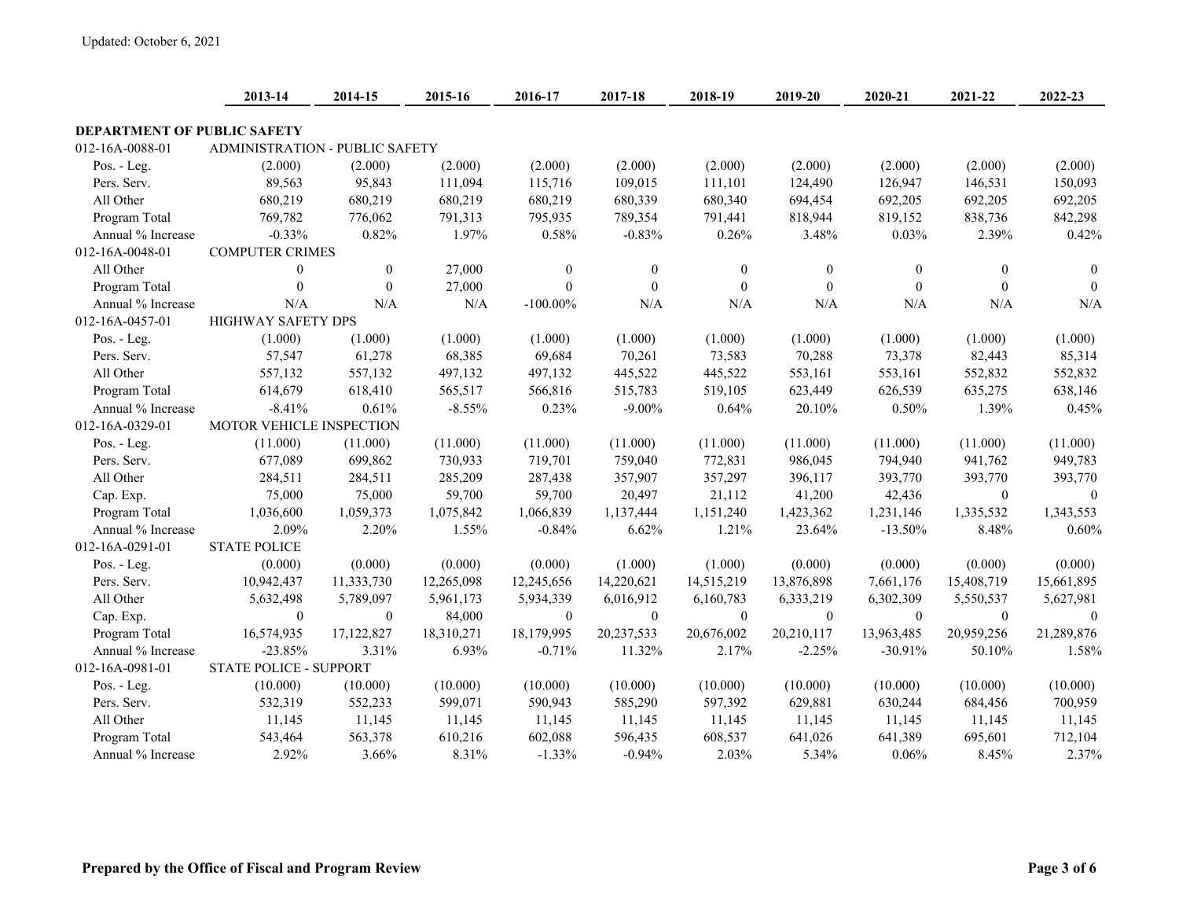Updated: October 6, 2021

| | 2013-14 | 2014-15 | 2015-16 | 2016-17 | 2017-18 | 2018-19 | 2019-20 | 2020-21 | 2021-22 | 2022-23 |
|---|---|---|---|---|---|---|---|---|---|---|
| **DEPARTMENT OF PUBLIC SAFETY** | | | | | | | | | | |
| 012-16A-0088-01 | ADMINISTRATION - PUBLIC SAFETY | | | | | | | | | |
| Pos. - Leg. | (2.000) | (2.000) | (2.000) | (2.000) | (2.000) | (2.000) | (2.000) | (2.000) | (2.000) | (2.000) |
| Pers. Serv. | 89,563 | 95,843 | 111,094 | 115,716 | 109,015 | 111,101 | 124,490 | 126,947 | 146,531 | 150,093 |
| All Other | 680,219 | 680,219 | 680,219 | 680,219 | 680,339 | 680,340 | 694,454 | 692,205 | 692,205 | 692,205 |
| Program Total | 769,782 | 776,062 | 791,313 | 795,935 | 789,354 | 791,441 | 818,944 | 819,152 | 838,736 | 842,298 |
| Annual % Increase | -0.33% | 0.82% | 1.97% | 0.58% | -0.83% | 0.26% | 3.48% | 0.03% | 2.39% | 0.42% |
| 012-16A-0048-01 | COMPUTER CRIMES | | | | | | | | | |
| All Other | 0 | 0 | 27,000 | 0 | 0 | 0 | 0 | 0 | 0 | 0 |
| Program Total | 0 | 0 | 27,000 | 0 | 0 | 0 | 0 | 0 | 0 | 0 |
| Annual % Increase | N/A | N/A | N/A | -100.00% | N/A | N/A | N/A | N/A | N/A | N/A |
| 012-16A-0457-01 | HIGHWAY SAFETY DPS | | | | | | | | | |
| Pos. - Leg. | (1.000) | (1.000) | (1.000) | (1.000) | (1.000) | (1.000) | (1.000) | (1.000) | (1.000) | (1.000) |
| Pers. Serv. | 57,547 | 61,278 | 68,385 | 69,684 | 70,261 | 73,583 | 70,288 | 73,378 | 82,443 | 85,314 |
| All Other | 557,132 | 557,132 | 497,132 | 497,132 | 445,522 | 445,522 | 553,161 | 553,161 | 552,832 | 552,832 |
| Program Total | 614,679 | 618,410 | 565,517 | 566,816 | 515,783 | 519,105 | 623,449 | 626,539 | 635,275 | 638,146 |
| Annual % Increase | -8.41% | 0.61% | -8.55% | 0.23% | -9.00% | 0.64% | 20.10% | 0.50% | 1.39% | 0.45% |
| 012-16A-0329-01 | MOTOR VEHICLE INSPECTION | | | | | | | | | |
| Pos. - Leg. | (11.000) | (11.000) | (11.000) | (11.000) | (11.000) | (11.000) | (11.000) | (11.000) | (11.000) | (11.000) |
| Pers. Serv. | 677,089 | 699,862 | 730,933 | 719,701 | 759,040 | 772,831 | 986,045 | 794,940 | 941,762 | 949,783 |
| All Other | 284,511 | 284,511 | 285,209 | 287,438 | 357,907 | 357,297 | 396,117 | 393,770 | 393,770 | 393,770 |
| Cap. Exp. | 75,000 | 75,000 | 59,700 | 59,700 | 20,497 | 21,112 | 41,200 | 42,436 | 0 | 0 |
| Program Total | 1,036,600 | 1,059,373 | 1,075,842 | 1,066,839 | 1,137,444 | 1,151,240 | 1,423,362 | 1,231,146 | 1,335,532 | 1,343,553 |
| Annual % Increase | 2.09% | 2.20% | 1.55% | -0.84% | 6.62% | 1.21% | 23.64% | -13.50% | 8.48% | 0.60% |
| 012-16A-0291-01 | STATE POLICE | | | | | | | | | |
| Pos. - Leg. | (0.000) | (0.000) | (0.000) | (0.000) | (1.000) | (1.000) | (0.000) | (0.000) | (0.000) | (0.000) |
| Pers. Serv. | 10,942,437 | 11,333,730 | 12,265,098 | 12,245,656 | 14,220,621 | 14,515,219 | 13,876,898 | 7,661,176 | 15,408,719 | 15,661,895 |
| All Other | 5,632,498 | 5,789,097 | 5,961,173 | 5,934,339 | 6,016,912 | 6,160,783 | 6,333,219 | 6,302,309 | 5,550,537 | 5,627,981 |
| Cap. Exp. | 0 | 0 | 84,000 | 0 | 0 | 0 | 0 | 0 | 0 | 0 |
| Program Total | 16,574,935 | 17,122,827 | 18,310,271 | 18,179,995 | 20,237,533 | 20,676,002 | 20,210,117 | 13,963,485 | 20,959,256 | 21,289,876 |
| Annual % Increase | -23.85% | 3.31% | 6.93% | -0.71% | 11.32% | 2.17% | -2.25% | -30.91% | 50.10% | 1.58% |
| 012-16A-0981-01 | STATE POLICE - SUPPORT | | | | | | | | | |
| Pos. - Leg. | (10.000) | (10.000) | (10.000) | (10.000) | (10.000) | (10.000) | (10.000) | (10.000) | (10.000) | (10.000) |
| Pers. Serv. | 532,319 | 552,233 | 599,071 | 590,943 | 585,290 | 597,392 | 629,881 | 630,244 | 684,456 | 700,959 |
| All Other | 11,145 | 11,145 | 11,145 | 11,145 | 11,145 | 11,145 | 11,145 | 11,145 | 11,145 | 11,145 |
| Program Total | 543,464 | 563,378 | 610,216 | 602,088 | 596,435 | 608,537 | 641,026 | 641,389 | 695,601 | 712,104 |
| Annual % Increase | 2.92% | 3.66% | 8.31% | -1.33% | -0.94% | 2.03% | 5.34% | 0.06% | 8.45% | 2.37% |

**Prepared by the Office of Fiscal and Program Review**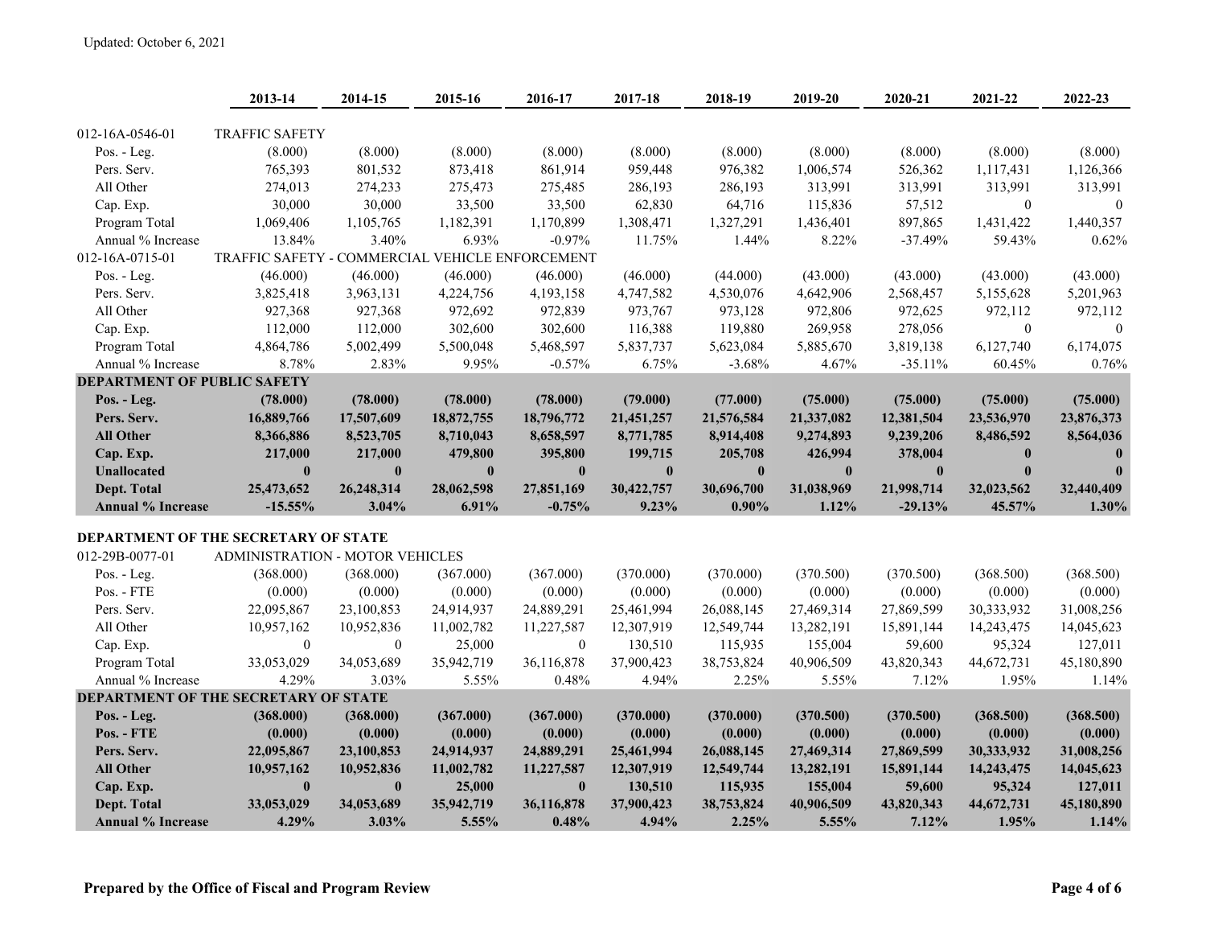Updated: October 6, 2021

| | 2013-14 | 2014-15 | 2015-16 | 2016-17 | 2017-18 | 2018-19 | 2019-20 | 2020-21 | 2021-22 | 2022-23 |
|---|---|---|---|---|---|---|---|---|---|---|
| 012-16A-0546-01 | TRAFFIC SAFETY | | | | | | | | | |
| Pos. - Leg. | (8.000) | (8.000) | (8.000) | (8.000) | (8.000) | (8.000) | (8.000) | (8.000) | (8.000) | (8.000) |
| Pers. Serv. | 765,393 | 801,532 | 873,418 | 861,914 | 959,448 | 976,382 | 1,006,574 | 526,362 | 1,117,431 | 1,126,366 |
| All Other | 274,013 | 274,233 | 275,473 | 275,485 | 286,193 | 286,193 | 313,991 | 313,991 | 313,991 | 313,991 |
| Cap. Exp. | 30,000 | 30,000 | 33,500 | 33,500 | 62,830 | 64,716 | 115,836 | 57,512 | 0 | 0 |
| Program Total | 1,069,406 | 1,105,765 | 1,182,391 | 1,170,899 | 1,308,471 | 1,327,291 | 1,436,401 | 897,865 | 1,431,422 | 1,440,357 |
| Annual % Increase | 13.84% | 3.40% | 6.93% | -0.97% | 11.75% | 1.44% | 8.22% | -37.49% | 59.43% | 0.62% |
| 012-16A-0715-01 | TRAFFIC SAFETY - COMMERCIAL VEHICLE ENFORCEMENT | | | | | | | | | |
| Pos. - Leg. | (46.000) | (46.000) | (46.000) | (46.000) | (46.000) | (44.000) | (43.000) | (43.000) | (43.000) | (43.000) |
| Pers. Serv. | 3,825,418 | 3,963,131 | 4,224,756 | 4,193,158 | 4,747,582 | 4,530,076 | 4,642,906 | 2,568,457 | 5,155,628 | 5,201,963 |
| All Other | 927,368 | 927,368 | 972,692 | 972,839 | 973,767 | 973,128 | 972,806 | 972,625 | 972,112 | 972,112 |
| Cap. Exp. | 112,000 | 112,000 | 302,600 | 302,600 | 116,388 | 119,880 | 269,958 | 278,056 | 0 | 0 |
| Program Total | 4,864,786 | 5,002,499 | 5,500,048 | 5,468,597 | 5,837,737 | 5,623,084 | 5,885,670 | 3,819,138 | 6,127,740 | 6,174,075 |
| Annual % Increase | 8.78% | 2.83% | 9.95% | -0.57% | 6.75% | -3.68% | 4.67% | -35.11% | 60.45% | 0.76% |
| **DEPARTMENT OF PUBLIC SAFETY** | | | | | | | | | | |
| **Pos. - Leg.** | **(78.000)** | **(78.000)** | **(78.000)** | **(78.000)** | **(79.000)** | **(77.000)** | **(75.000)** | **(75.000)** | **(75.000)** | **(75.000)** |
| **Pers. Serv.** | **16,889,766** | **17,507,609** | **18,872,755** | **18,796,772** | **21,451,257** | **21,576,584** | **21,337,082** | **12,381,504** | **23,536,970** | **23,876,373** |
| **All Other** | **8,366,886** | **8,523,705** | **8,710,043** | **8,658,597** | **8,771,785** | **8,914,408** | **9,274,893** | **9,239,206** | **8,486,592** | **8,564,036** |
| **Cap. Exp.** | **217,000** | **217,000** | **479,800** | **395,800** | **199,715** | **205,708** | **426,994** | **378,004** | **0** | **0** |
| **Unallocated** | **0** | **0** | **0** | **0** | **0** | **0** | **0** | **0** | **0** | **0** |
| **Dept. Total** | **25,473,652** | **26,248,314** | **28,062,598** | **27,851,169** | **30,422,757** | **30,696,700** | **31,038,969** | **21,998,714** | **32,023,562** | **32,440,409** |
| **Annual % Increase** | **-15.55%** | **3.04%** | **6.91%** | **-0.75%** | **9.23%** | **0.90%** | **1.12%** | **-29.13%** | **45.57%** | **1.30%** |
| | | | | | | | | | | |
| **DEPARTMENT OF THE SECRETARY OF STATE** | | | | | | | | | | |
| 012-29B-0077-01 | ADMINISTRATION - MOTOR VEHICLES | | | | | | | | | |
| Pos. - Leg. | (368.000) | (368.000) | (367.000) | (367.000) | (370.000) | (370.000) | (370.500) | (370.500) | (368.500) | (368.500) |
| Pos. - FTE | (0.000) | (0.000) | (0.000) | (0.000) | (0.000) | (0.000) | (0.000) | (0.000) | (0.000) | (0.000) |
| Pers. Serv. | 22,095,867 | 23,100,853 | 24,914,937 | 24,889,291 | 25,461,994 | 26,088,145 | 27,469,314 | 27,869,599 | 30,333,932 | 31,008,256 |
| All Other | 10,957,162 | 10,952,836 | 11,002,782 | 11,227,587 | 12,307,919 | 12,549,744 | 13,282,191 | 15,891,144 | 14,243,475 | 14,045,623 |
| Cap. Exp. | 0 | 0 | 25,000 | 0 | 130,510 | 115,935 | 155,004 | 59,600 | 95,324 | 127,011 |
| Program Total | 33,053,029 | 34,053,689 | 35,942,719 | 36,116,878 | 37,900,423 | 38,753,824 | 40,906,509 | 43,820,343 | 44,672,731 | 45,180,890 |
| Annual % Increase | 4.29% | 3.03% | 5.55% | 0.48% | 4.94% | 2.25% | 5.55% | 7.12% | 1.95% | 1.14% |
| **DEPARTMENT OF THE SECRETARY OF STATE** | | | | | | | | | | |
| **Pos. - Leg.** | **(368.000)** | **(368.000)** | **(367.000)** | **(367.000)** | **(370.000)** | **(370.000)** | **(370.500)** | **(370.500)** | **(368.500)** | **(368.500)** |
| **Pos. - FTE** | **(0.000)** | **(0.000)** | **(0.000)** | **(0.000)** | **(0.000)** | **(0.000)** | **(0.000)** | **(0.000)** | **(0.000)** | **(0.000)** |
| **Pers. Serv.** | **22,095,867** | **23,100,853** | **24,914,937** | **24,889,291** | **25,461,994** | **26,088,145** | **27,469,314** | **27,869,599** | **30,333,932** | **31,008,256** |
| **All Other** | **10,957,162** | **10,952,836** | **11,002,782** | **11,227,587** | **12,307,919** | **12,549,744** | **13,282,191** | **15,891,144** | **14,243,475** | **14,045,623** |
| **Cap. Exp.** | **0** | **0** | **25,000** | **0** | **130,510** | **115,935** | **155,004** | **59,600** | **95,324** | **127,011** |
| **Dept. Total** | **33,053,029** | **34,053,689** | **35,942,719** | **36,116,878** | **37,900,423** | **38,753,824** | **40,906,509** | **43,820,343** | **44,672,731** | **45,180,890** |
| **Annual % Increase** | **4.29%** | **3.03%** | **5.55%** | **0.48%** | **4.94%** | **2.25%** | **5.55%** | **7.12%** | **1.95%** | **1.14%** |

**Prepared by the Office of Fiscal and Program Review**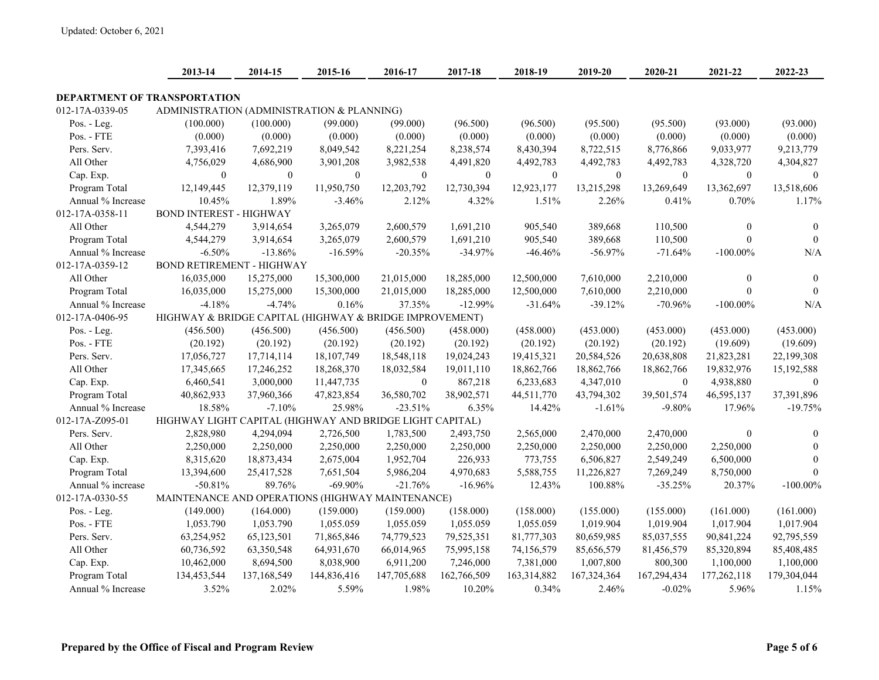Updated: October 6, 2021

| | 2013-14 | 2014-15 | 2015-16 | 2016-17 | 2017-18 | 2018-19 | 2019-20 | 2020-21 | 2021-22 | 2022-23 |
|---|---|---|---|---|---|---|---|---|---|---|
| **DEPARTMENT OF TRANSPORTATION** | | | | | | | | | | |
| 012-17A-0339-05 | ADMINISTRATION (ADMINISTRATION & PLANNING) | | | | | | | | | |
| Pos. - Leg. | (100.000) | (100.000) | (99.000) | (99.000) | (96.500) | (96.500) | (95.500) | (95.500) | (93.000) | (93.000) |
| Pos. - FTE | (0.000) | (0.000) | (0.000) | (0.000) | (0.000) | (0.000) | (0.000) | (0.000) | (0.000) | (0.000) |
| Pers. Serv. | 7,393,416 | 7,692,219 | 8,049,542 | 8,221,254 | 8,238,574 | 8,430,394 | 8,722,515 | 8,776,866 | 9,033,977 | 9,213,779 |
| All Other | 4,756,029 | 4,686,900 | 3,901,208 | 3,982,538 | 4,491,820 | 4,492,783 | 4,492,783 | 4,492,783 | 4,328,720 | 4,304,827 |
| Cap. Exp. | 0 | 0 | 0 | 0 | 0 | 0 | 0 | 0 | 0 | 0 |
| Program Total | 12,149,445 | 12,379,119 | 11,950,750 | 12,203,792 | 12,730,394 | 12,923,177 | 13,215,298 | 13,269,649 | 13,362,697 | 13,518,606 |
| Annual % Increase | 10.45% | 1.89% | -3.46% | 2.12% | 4.32% | 1.51% | 2.26% | 0.41% | 0.70% | 1.17% |
| 012-17A-0358-11 | BOND INTEREST - HIGHWAY | | | | | | | | | |
| All Other | 4,544,279 | 3,914,654 | 3,265,079 | 2,600,579 | 1,691,210 | 905,540 | 389,668 | 110,500 | 0 | 0 |
| Program Total | 4,544,279 | 3,914,654 | 3,265,079 | 2,600,579 | 1,691,210 | 905,540 | 389,668 | 110,500 | 0 | 0 |
| Annual % Increase | -6.50% | -13.86% | -16.59% | -20.35% | -34.97% | -46.46% | -56.97% | -71.64% | -100.00% | N/A |
| 012-17A-0359-12 | BOND RETIREMENT - HIGHWAY | | | | | | | | | |
| All Other | 16,035,000 | 15,275,000 | 15,300,000 | 21,015,000 | 18,285,000 | 12,500,000 | 7,610,000 | 2,210,000 | 0 | 0 |
| Program Total | 16,035,000 | 15,275,000 | 15,300,000 | 21,015,000 | 18,285,000 | 12,500,000 | 7,610,000 | 2,210,000 | 0 | 0 |
| Annual % Increase | -4.18% | -4.74% | 0.16% | 37.35% | -12.99% | -31.64% | -39.12% | -70.96% | -100.00% | N/A |
| 012-17A-0406-95 | HIGHWAY & BRIDGE CAPITAL (HIGHWAY & BRIDGE IMPROVEMENT) | | | | | | | | | |
| Pos. - Leg. | (456.500) | (456.500) | (456.500) | (456.500) | (458.000) | (458.000) | (453.000) | (453.000) | (453.000) | (453.000) |
| Pos. - FTE | (20.192) | (20.192) | (20.192) | (20.192) | (20.192) | (20.192) | (20.192) | (20.192) | (19.609) | (19.609) |
| Pers. Serv. | 17,056,727 | 17,714,114 | 18,107,749 | 18,548,118 | 19,024,243 | 19,415,321 | 20,584,526 | 20,638,808 | 21,823,281 | 22,199,308 |
| All Other | 17,345,665 | 17,246,252 | 18,268,370 | 18,032,584 | 19,011,110 | 18,862,766 | 18,862,766 | 18,862,766 | 19,832,976 | 15,192,588 |
| Cap. Exp. | 6,460,541 | 3,000,000 | 11,447,735 | 0 | 867,218 | 6,233,683 | 4,347,010 | 0 | 4,938,880 | 0 |
| Program Total | 40,862,933 | 37,960,366 | 47,823,854 | 36,580,702 | 38,902,571 | 44,511,770 | 43,794,302 | 39,501,574 | 46,595,137 | 37,391,896 |
| Annual % Increase | 18.58% | -7.10% | 25.98% | -23.51% | 6.35% | 14.42% | -1.61% | -9.80% | 17.96% | -19.75% |
| 012-17A-Z095-01 | HIGHWAY LIGHT CAPITAL (HIGHWAY AND BRIDGE LIGHT CAPITAL) | | | | | | | | | |
| Pers. Serv. | 2,828,980 | 4,294,094 | 2,726,500 | 1,783,500 | 2,493,750 | 2,565,000 | 2,470,000 | 2,470,000 | 0 | 0 |
| All Other | 2,250,000 | 2,250,000 | 2,250,000 | 2,250,000 | 2,250,000 | 2,250,000 | 2,250,000 | 2,250,000 | 2,250,000 | 0 |
| Cap. Exp. | 8,315,620 | 18,873,434 | 2,675,004 | 1,952,704 | 226,933 | 773,755 | 6,506,827 | 2,549,249 | 6,500,000 | 0 |
| Program Total | 13,394,600 | 25,417,528 | 7,651,504 | 5,986,204 | 4,970,683 | 5,588,755 | 11,226,827 | 7,269,249 | 8,750,000 | 0 |
| Annual % increase | -50.81% | 89.76% | -69.90% | -21.76% | -16.96% | 12.43% | 100.88% | -35.25% | 20.37% | -100.00% |
| 012-17A-0330-55 | MAINTENANCE AND OPERATIONS (HIGHWAY MAINTENANCE) | | | | | | | | | |
| Pos. - Leg. | (149.000) | (164.000) | (159.000) | (159.000) | (158.000) | (158.000) | (155.000) | (155.000) | (161.000) | (161.000) |
| Pos. - FTE | 1,053.790 | 1,053.790 | 1,055.059 | 1,055.059 | 1,055.059 | 1,055.059 | 1,019.904 | 1,019.904 | 1,017.904 | 1,017.904 |
| Pers. Serv. | 63,254,952 | 65,123,501 | 71,865,846 | 74,779,523 | 79,525,351 | 81,777,303 | 80,659,985 | 85,037,555 | 90,841,224 | 92,795,559 |
| All Other | 60,736,592 | 63,350,548 | 64,931,670 | 66,014,965 | 75,995,158 | 74,156,579 | 85,656,579 | 81,456,579 | 85,320,894 | 85,408,485 |
| Cap. Exp. | 10,462,000 | 8,694,500 | 8,038,900 | 6,911,200 | 7,246,000 | 7,381,000 | 1,007,800 | 800,300 | 1,100,000 | 1,100,000 |
| Program Total | 134,453,544 | 137,168,549 | 144,836,416 | 147,705,688 | 162,766,509 | 163,314,882 | 167,324,364 | 167,294,434 | 177,262,118 | 179,304,044 |
| Annual % Increase | 3.52% | 2.02% | 5.59% | 1.98% | 10.20% | 0.34% | 2.46% | -0.02% | 5.96% | 1.15% |

**Prepared by the Office of Fiscal and Program Review**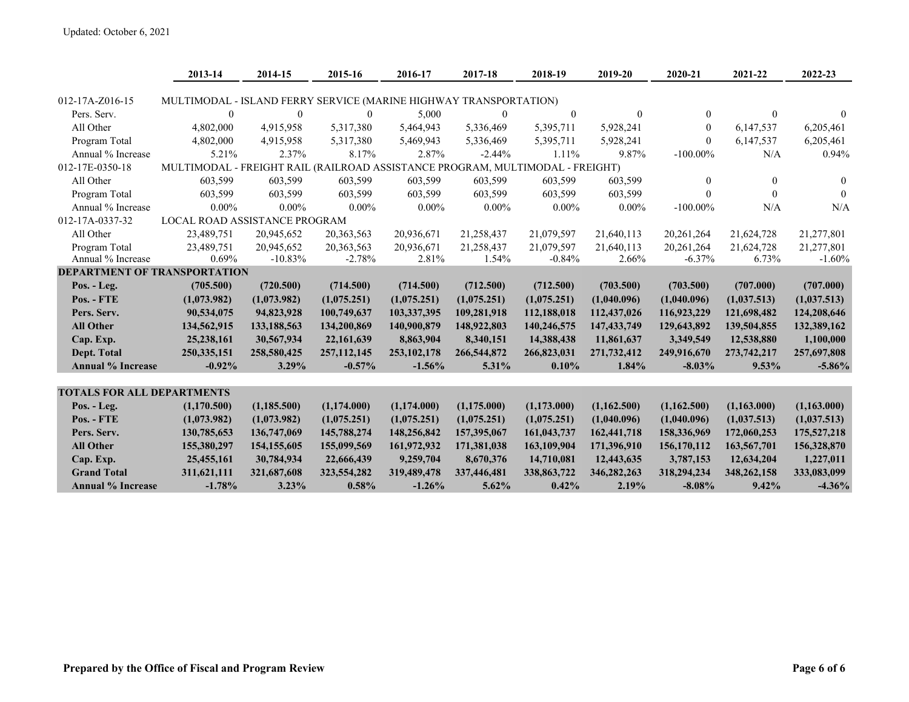Updated: October 6, 2021

| | 2013-14 | 2014-15 | 2015-16 | 2016-17 | 2017-18 | 2018-19 | 2019-20 | 2020-21 | 2021-22 | 2022-23 |
|---|---|---|---|---|---|---|---|---|---|---|
| 012-17A-Z016-15 | MULTIMODAL - ISLAND FERRY SERVICE (MARINE HIGHWAY TRANSPORTATION) | | | | | | | | | |
| Pers. Serv. | 0 | 0 | 0 | 5,000 | 0 | 0 | 0 | 0 | 0 | 0 |
| All Other | 4,802,000 | 4,915,958 | 5,317,380 | 5,464,943 | 5,336,469 | 5,395,711 | 5,928,241 | 0 | 6,147,537 | 6,205,461 |
| Program Total | 4,802,000 | 4,915,958 | 5,317,380 | 5,469,943 | 5,336,469 | 5,395,711 | 5,928,241 | 0 | 6,147,537 | 6,205,461 |
| Annual % Increase | 5.21% | 2.37% | 8.17% | 2.87% | -2.44% | 1.11% | 9.87% | -100.00% | N/A | 0.94% |
| 012-17E-0350-18 | MULTIMODAL - FREIGHT RAIL (RAILROAD ASSISTANCE PROGRAM, MULTIMODAL - FREIGHT) | | | | | | | | | |
| All Other | 603,599 | 603,599 | 603,599 | 603,599 | 603,599 | 603,599 | 603,599 | 0 | 0 | 0 |
| Program Total | 603,599 | 603,599 | 603,599 | 603,599 | 603,599 | 603,599 | 603,599 | 0 | 0 | 0 |
| Annual % Increase | 0.00% | 0.00% | 0.00% | 0.00% | 0.00% | 0.00% | 0.00% | -100.00% | N/A | N/A |
| 012-17A-0337-32 | LOCAL ROAD ASSISTANCE PROGRAM | | | | | | | | | |
| All Other | 23,489,751 | 20,945,652 | 20,363,563 | 20,936,671 | 21,258,437 | 21,079,597 | 21,640,113 | 20,261,264 | 21,624,728 | 21,277,801 |
| Program Total | 23,489,751 | 20,945,652 | 20,363,563 | 20,936,671 | 21,258,437 | 21,079,597 | 21,640,113 | 20,261,264 | 21,624,728 | 21,277,801 |
| Annual % Increase | 0.69% | -10.83% | -2.78% | 2.81% | 1.54% | -0.84% | 2.66% | -6.37% | 6.73% | -1.60% |
| **DEPARTMENT OF TRANSPORTATION** | | | | | | | | | | |
| **Pos. - Leg.** | **(705.500)** | **(720.500)** | **(714.500)** | **(714.500)** | **(712.500)** | **(712.500)** | **(703.500)** | **(703.500)** | **(707.000)** | **(707.000)** |
| **Pos. - FTE** | **(1,073.982)** | **(1,073.982)** | **(1,075.251)** | **(1,075.251)** | **(1,075.251)** | **(1,075.251)** | **(1,040.096)** | **(1,040.096)** | **(1,037.513)** | **(1,037.513)** |
| **Pers. Serv.** | **90,534,075** | **94,823,928** | **100,749,637** | **103,337,395** | **109,281,918** | **112,188,018** | **112,437,026** | **116,923,229** | **121,698,482** | **124,208,646** |
| **All Other** | **134,562,915** | **133,188,563** | **134,200,869** | **140,900,879** | **148,922,803** | **140,246,575** | **147,433,749** | **129,643,892** | **139,504,855** | **132,389,162** |
| **Cap. Exp.** | **25,238,161** | **30,567,934** | **22,161,639** | **8,863,904** | **8,340,151** | **14,388,438** | **11,861,637** | **3,349,549** | **12,538,880** | **1,100,000** |
| **Dept. Total** | **250,335,151** | **258,580,425** | **257,112,145** | **253,102,178** | **266,544,872** | **266,823,031** | **271,732,412** | **249,916,670** | **273,742,217** | **257,697,808** |
| **Annual % Increase** | **-0.92%** | **3.29%** | **-0.57%** | **-1.56%** | **5.31%** | **0.10%** | **1.84%** | **-8.03%** | **9.53%** | **-5.86%** |
| **TOTALS FOR ALL DEPARTMENTS** | | | | | | | | | | |
| **Pos. - Leg.** | **(1,170.500)** | **(1,185.500)** | **(1,174.000)** | **(1,174.000)** | **(1,175.000)** | **(1,173.000)** | **(1,162.500)** | **(1,162.500)** | **(1,163.000)** | **(1,163.000)** |
| **Pos. - FTE** | **(1,073.982)** | **(1,073.982)** | **(1,075.251)** | **(1,075.251)** | **(1,075.251)** | **(1,075.251)** | **(1,040.096)** | **(1,040.096)** | **(1,037.513)** | **(1,037.513)** |
| **Pers. Serv.** | **130,785,653** | **136,747,069** | **145,788,274** | **148,256,842** | **157,395,067** | **161,043,737** | **162,441,718** | **158,336,969** | **172,060,253** | **175,527,218** |
| **All Other** | **155,380,297** | **154,155,605** | **155,099,569** | **161,972,932** | **171,381,038** | **163,109,904** | **171,396,910** | **156,170,112** | **163,567,701** | **156,328,870** |
| **Cap. Exp.** | **25,455,161** | **30,784,934** | **22,666,439** | **9,259,704** | **8,670,376** | **14,710,081** | **12,443,635** | **3,787,153** | **12,634,204** | **1,227,011** |
| **Grand Total** | **311,621,111** | **321,687,608** | **323,554,282** | **319,489,478** | **337,446,481** | **338,863,722** | **346,282,263** | **318,294,234** | **348,262,158** | **333,083,099** |
| **Annual % Increase** | **-1.78%** | **3.23%** | **0.58%** | **-1.26%** | **5.62%** | **0.42%** | **2.19%** | **-8.08%** | **9.42%** | **-4.36%** |

**Prepared by the Office of Fiscal and Program Review**